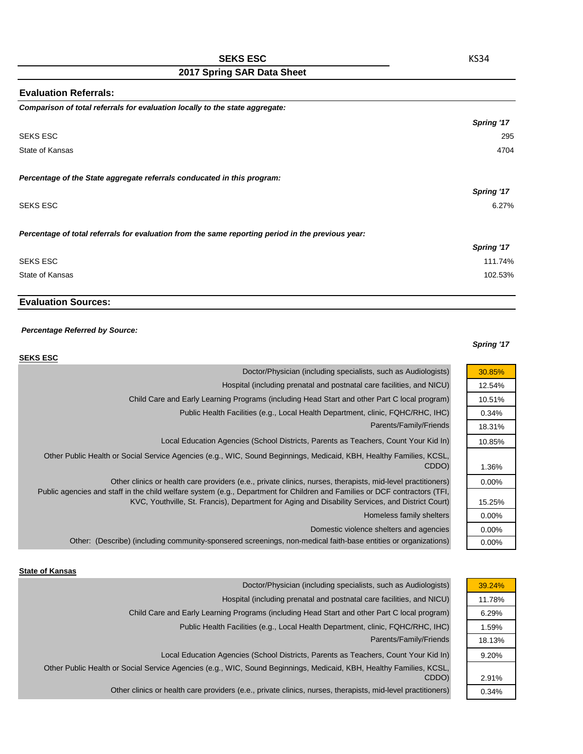# SEKS ESC

KS34

## 2017 Spring SAR Data Sheet

### Evaluation Referrals:

***Comparison of total referrals for evaluation locally to the state aggregate:***

| | Spring '17 |
|---|---|
| SEKS ESC | 295 |
| State of Kansas | 4704 |

***Percentage of the State aggregate referrals conducated in this program:***

| | Spring '17 |
|---|---|
| SEKS ESC | 6.27% |

***Percentage of total referrals for evaluation from the same reporting period in the previous year:***

| | Spring '17 |
|---|---|
| SEKS ESC | 111.74% |
| State of Kansas | 102.53% |

### Evaluation Sources:

***Percentage Referred by Source:***

**SEKS ESC**

| Source | Spring '17 |
|---|---|
| Doctor/Physician (including specialists, such as Audiologists) | 30.85% |
| Hospital (including prenatal and postnatal care facilities, and NICU) | 12.54% |
| Child Care and Early Learning Programs (including Head Start and other Part C local program) | 10.51% |
| Public Health Facilities (e.g., Local Health Department, clinic, FQHC/RHC, IHC) | 0.34% |
| Parents/Family/Friends | 18.31% |
| Local Education Agencies (School Districts, Parents as Teachers, Count Your Kid In) | 10.85% |
| Other Public Health or Social Service Agencies (e.g., WIC, Sound Beginnings, Medicaid, KBH, Healthy Families, KCSL, CDDO) | 1.36% |
| Other clinics or health care providers (e.e., private clinics, nurses, therapists, mid-level practitioners) | 0.00% |
| Public agencies and staff in the child welfare system (e.g., Department for Children and Families or DCF contractors (TFI, KVC, Youthville, St. Francis), Department for Aging and Disability Services, and District Court) | 15.25% |
| Homeless family shelters | 0.00% |
| Domestic violence shelters and agencies | 0.00% |
| Other: (Describe) (including community-sponsered screenings, non-medical faith-base entities or organizations) | 0.00% |

**State of Kansas**

| Source | Spring '17 |
|---|---|
| Doctor/Physician (including specialists, such as Audiologists) | 39.24% |
| Hospital (including prenatal and postnatal care facilities, and NICU) | 11.78% |
| Child Care and Early Learning Programs (including Head Start and other Part C local program) | 6.29% |
| Public Health Facilities (e.g., Local Health Department, clinic, FQHC/RHC, IHC) | 1.59% |
| Parents/Family/Friends | 18.13% |
| Local Education Agencies (School Districts, Parents as Teachers, Count Your Kid In) | 9.20% |
| Other Public Health or Social Service Agencies (e.g., WIC, Sound Beginnings, Medicaid, KBH, Healthy Families, KCSL, CDDO) | 2.91% |
| Other clinics or health care providers (e.e., private clinics, nurses, therapists, mid-level practitioners) | 0.34% |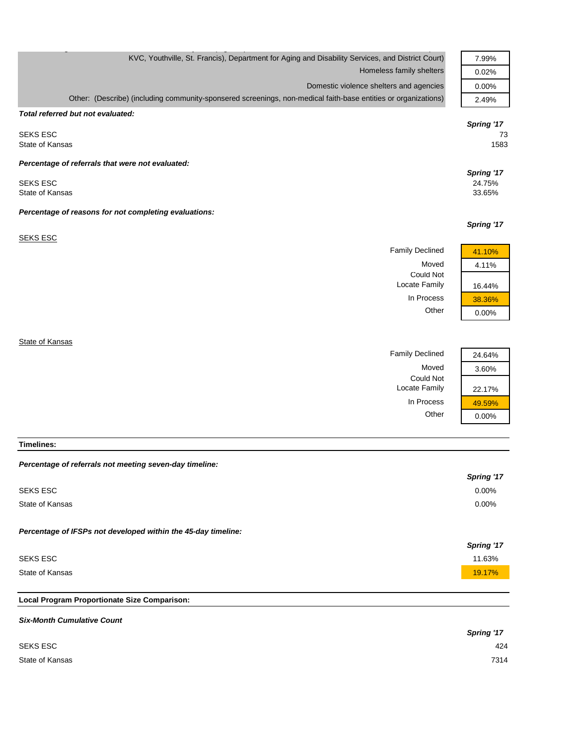| | |
|---|---|
| KVC, Youthville, St. Francis), Department for Aging and Disability Services, and District Court) | 7.99% |
| Homeless family shelters | 0.02% |
| Domestic violence shelters and agencies | 0.00% |
| Other: (Describe) (including community-sponsered screenings, non-medical faith-base entities or organizations) | 2.49% |

***Total referred but not evaluated:***

| | *Spring '17* |
|---|---|
| SEKS ESC | 73 |
| State of Kansas | 1583 |

***Percentage of referrals that were not evaluated:***

| | *Spring '17* |
|---|---|
| SEKS ESC | 24.75% |
| State of Kansas | 33.65% |

***Percentage of reasons for not completing evaluations:***

*Spring '17*

SEKS ESC

| | |
|---|---|
| Family Declined | 41.10% |
| Moved | 4.11% |
| Could Not Locate Family | 16.44% |
| In Process | 38.36% |
| Other | 0.00% |

State of Kansas

| | |
|---|---|
| Family Declined | 24.64% |
| Moved | 3.60% |
| Could Not Locate Family | 22.17% |
| In Process | 49.59% |
| Other | 0.00% |

**Timelines:**

***Percentage of referrals not meeting seven-day timeline:***

| | *Spring '17* |
|---|---|
| SEKS ESC | 0.00% |
| State of Kansas | 0.00% |

***Percentage of IFSPs not developed within the 45-day timeline:***

| | *Spring '17* |
|---|---|
| SEKS ESC | 11.63% |
| State of Kansas | 19.17% |

**Local Program Proportionate Size Comparison:**

***Six-Month Cumulative Count***

| | *Spring '17* |
|---|---|
| SEKS ESC | 424 |
| State of Kansas | 7314 |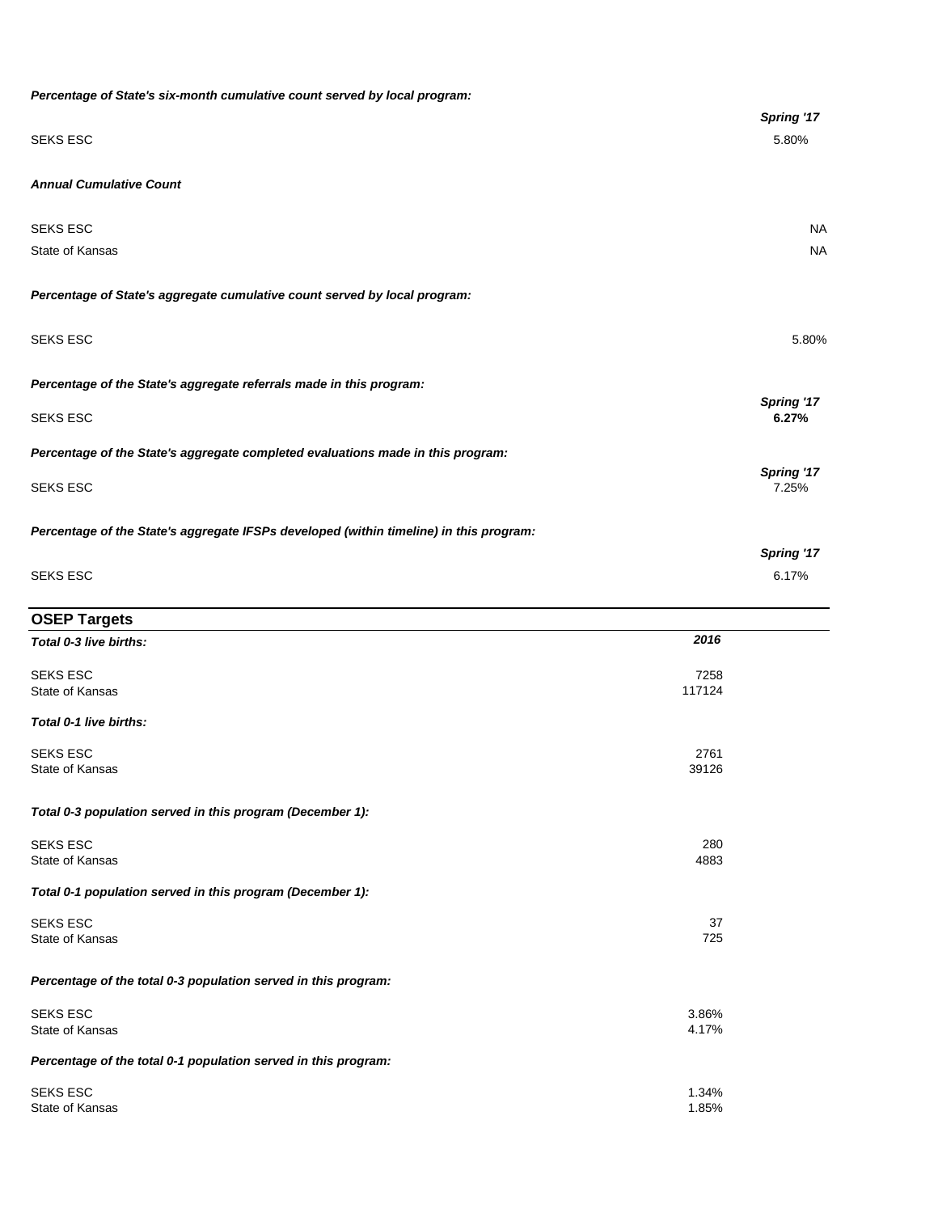***Percentage of State's six-month cumulative count served by local program:***

| | *Spring '17* |
|---|---|
| SEKS ESC | 5.80% |

***Annual Cumulative Count***

| | |
|---|---|
| SEKS ESC | NA |
| State of Kansas | NA |

***Percentage of State's aggregate cumulative count served by local program:***

| | |
|---|---|
| SEKS ESC | 5.80% |

***Percentage of the State's aggregate referrals made in this program:***

| | *Spring '17* |
|---|---|
| SEKS ESC | **6.27%** |

***Percentage of the State's aggregate completed evaluations made in this program:***

| | *Spring '17* |
|---|---|
| SEKS ESC | 7.25% |

***Percentage of the State's aggregate IFSPs developed (within timeline) in this program:***

| | *Spring '17* |
|---|---|
| SEKS ESC | 6.17% |

## OSEP Targets

***Total 0-3 live births:***

| | *2016* |
|---|---|
| SEKS ESC | 7258 |
| State of Kansas | 117124 |

***Total 0-1 live births:***

| | |
|---|---|
| SEKS ESC | 2761 |
| State of Kansas | 39126 |

***Total 0-3 population served in this program (December 1):***

| | |
|---|---|
| SEKS ESC | 280 |
| State of Kansas | 4883 |

***Total 0-1 population served in this program (December 1):***

| | |
|---|---|
| SEKS ESC | 37 |
| State of Kansas | 725 |

***Percentage of the total 0-3 population served in this program:***

| | |
|---|---|
| SEKS ESC | 3.86% |
| State of Kansas | 4.17% |

***Percentage of the total 0-1 population served in this program:***

| | |
|---|---|
| SEKS ESC | 1.34% |
| State of Kansas | 1.85% |